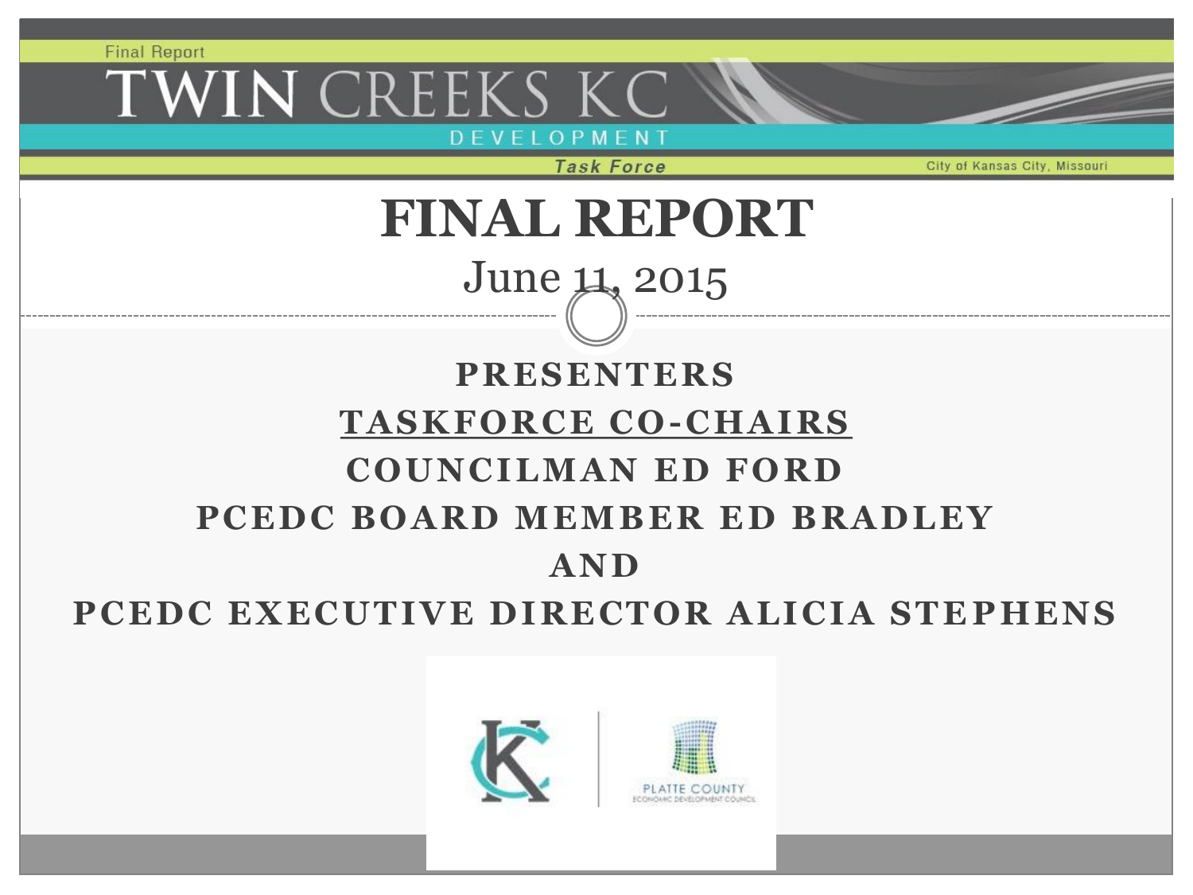Final Report

# TWIN CREEKS KC

DEVELOPMENT

*Task Force*

City of Kansas City, Missouri

# FINAL REPORT

June 11, 2015

**PRESENTERS**

**TASKFORCE CO-CHAIRS**

**COUNCILMAN ED FORD**

**PCEDC BOARD MEMBER ED BRADLEY**

**AND**

**PCEDC EXECUTIVE DIRECTOR ALICIA STEPHENS**

PLATTE COUNTY
ECONOMIC DEVELOPMENT COUNCIL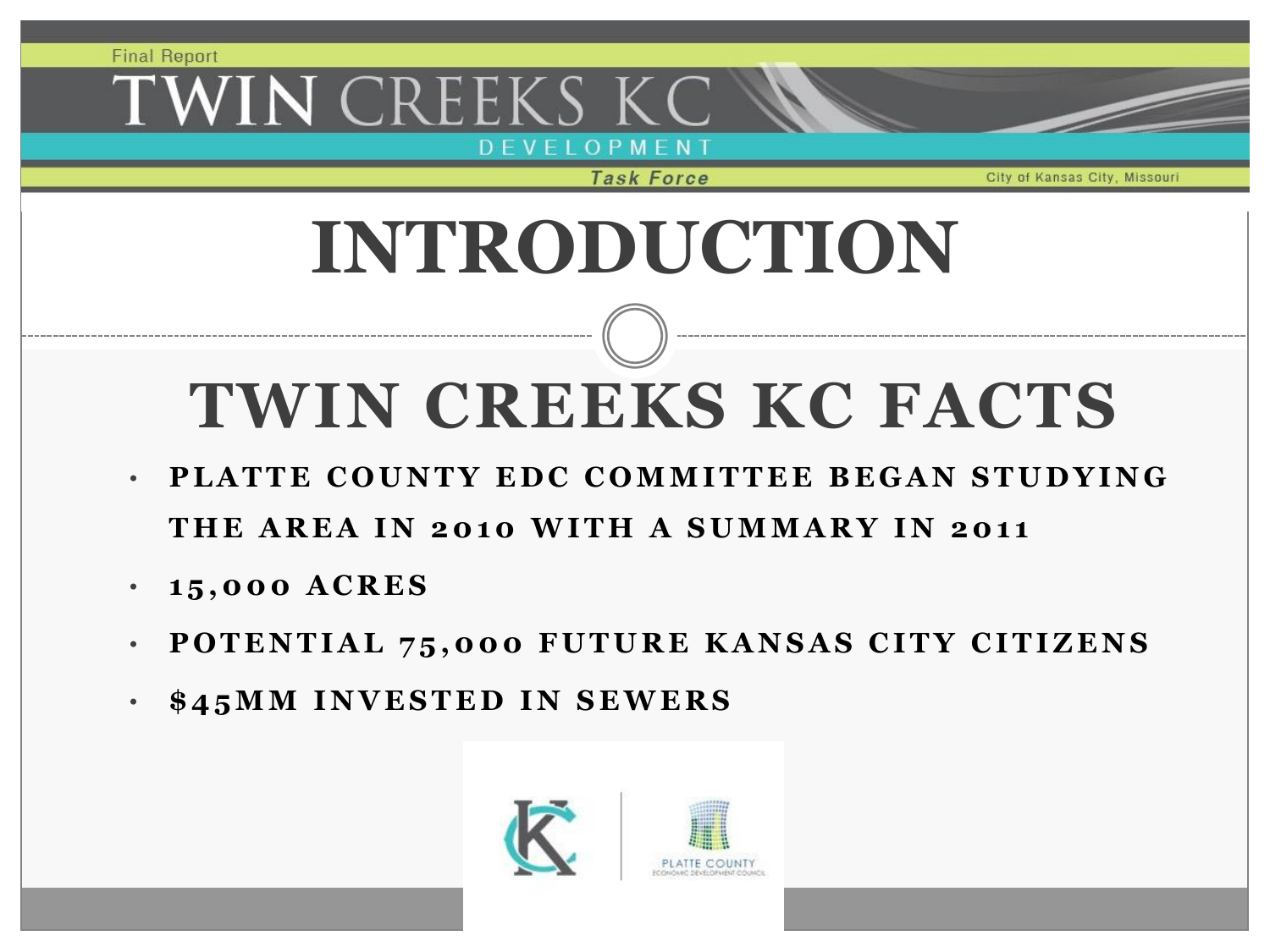# INTRODUCTION

## TWIN CREEKS KC FACTS

- PLATTE COUNTY EDC COMMITTEE BEGAN STUDYING THE AREA IN 2010 WITH A SUMMARY IN 2011
- 15,000 ACRES
- POTENTIAL 75,000 FUTURE KANSAS CITY CITIZENS
- $45MM INVESTED IN SEWERS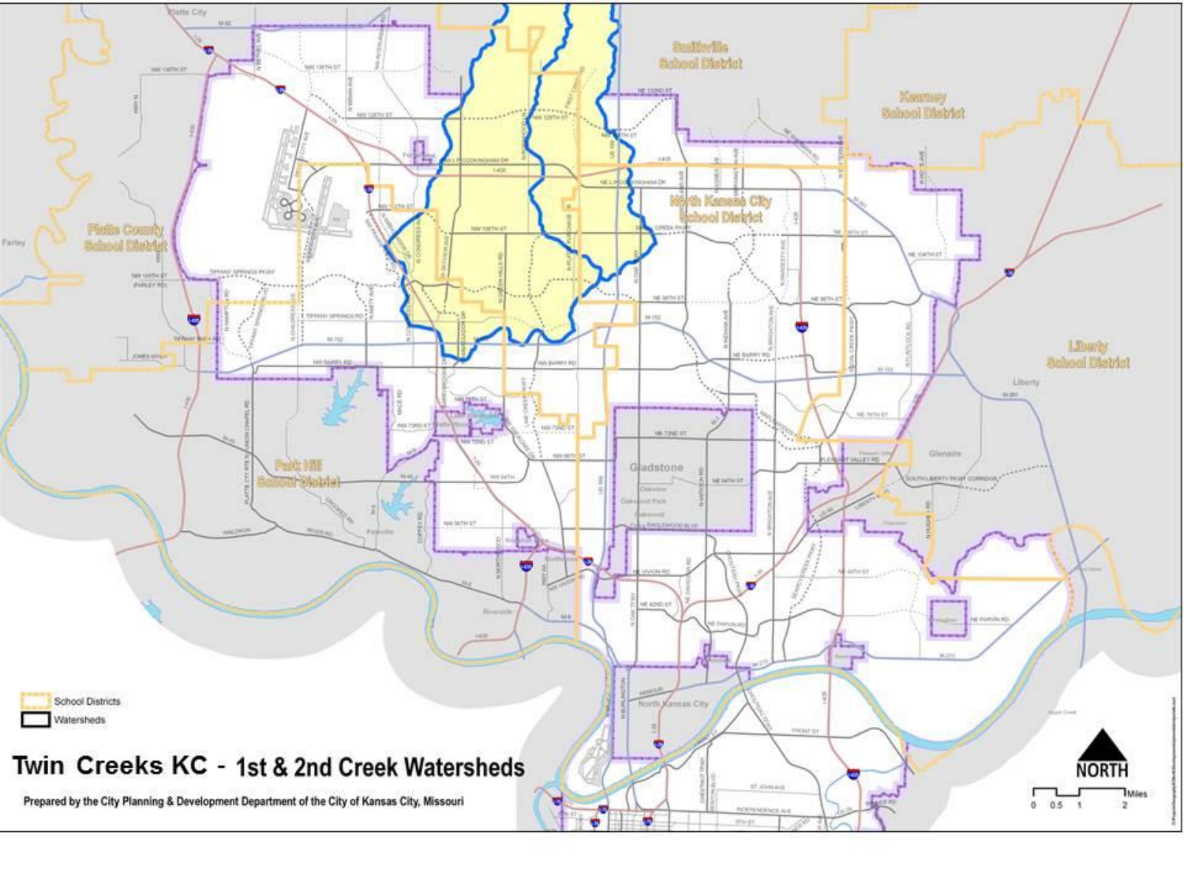# Twin Creeks KC - 1st & 2nd Creek Watersheds

Prepared by the City Planning & Development Department of the City of Kansas City, Missouri

- School Districts
- Watersheds

Smithville School District

Kearney School District

North Kansas City School District

Platte County School District

Liberty School District

Park Hill School District

NORTH

0 0.5 1 2 Miles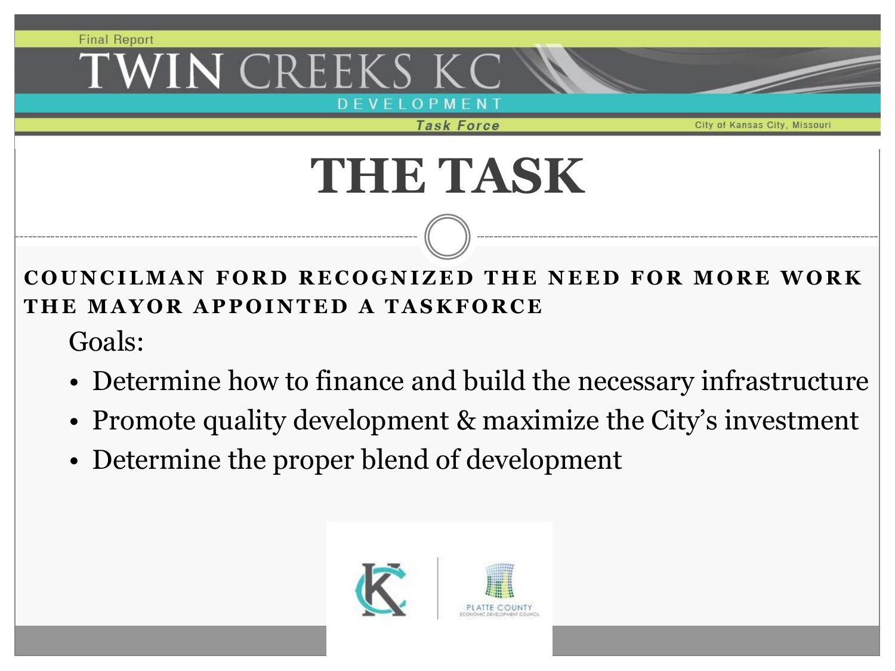# THE TASK

**COUNCILMAN FORD RECOGNIZED THE NEED FOR MORE WORK**
**THE MAYOR APPOINTED A TASKFORCE**

Goals:

- Determine how to finance and build the necessary infrastructure
- Promote quality development & maximize the City's investment
- Determine the proper blend of development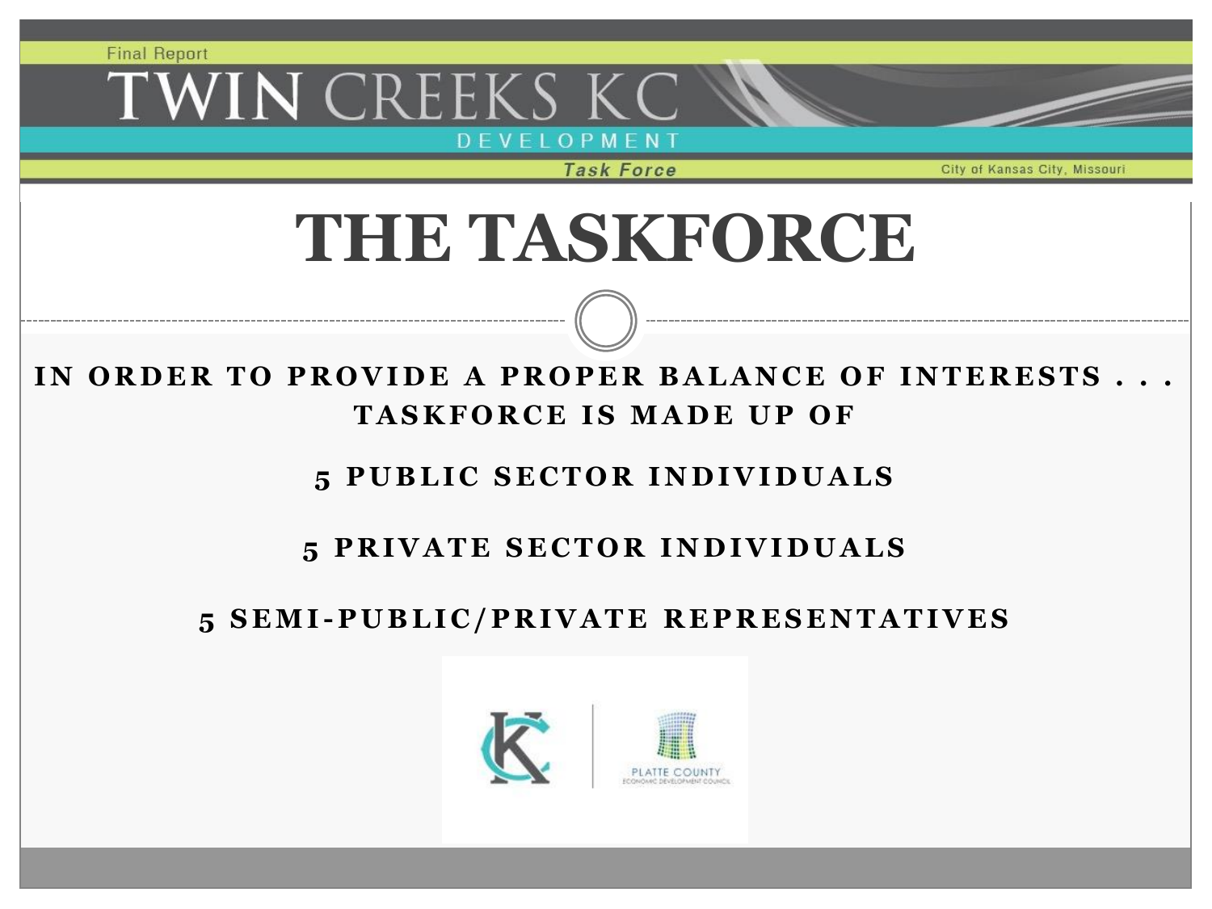# THE TASKFORCE

**IN ORDER TO PROVIDE A PROPER BALANCE OF INTERESTS . . . TASKFORCE IS MADE UP OF**

**5 PUBLIC SECTOR INDIVIDUALS**

**5 PRIVATE SECTOR INDIVIDUALS**

**5 SEMI-PUBLIC/PRIVATE REPRESENTATIVES**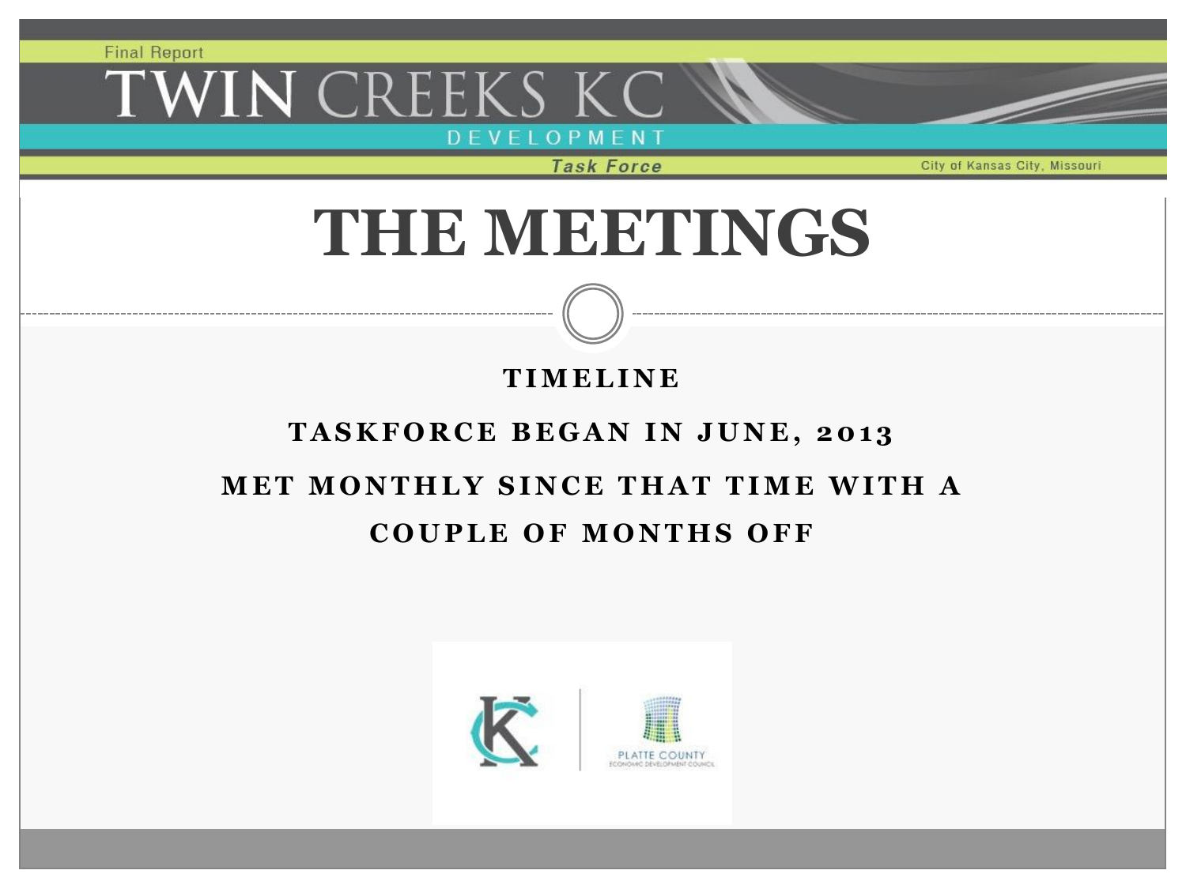# THE MEETINGS

**TIMELINE**

**TASKFORCE BEGAN IN JUNE, 2013**

**MET MONTHLY SINCE THAT TIME WITH A COUPLE OF MONTHS OFF**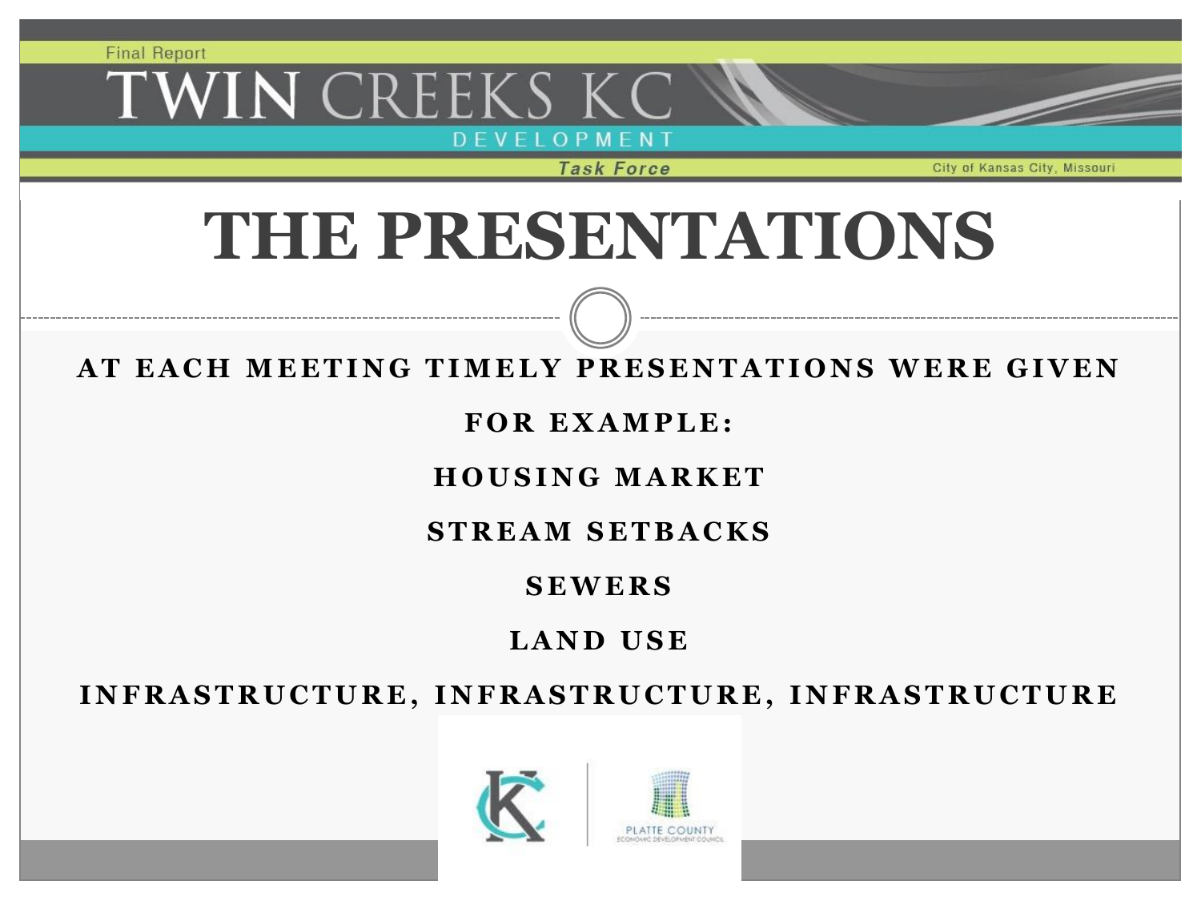# THE PRESENTATIONS

**AT EACH MEETING TIMELY PRESENTATIONS WERE GIVEN**

**FOR EXAMPLE:**

**HOUSING MARKET**

**STREAM SETBACKS**

**SEWERS**

**LAND USE**

**INFRASTRUCTURE, INFRASTRUCTURE, INFRASTRUCTURE**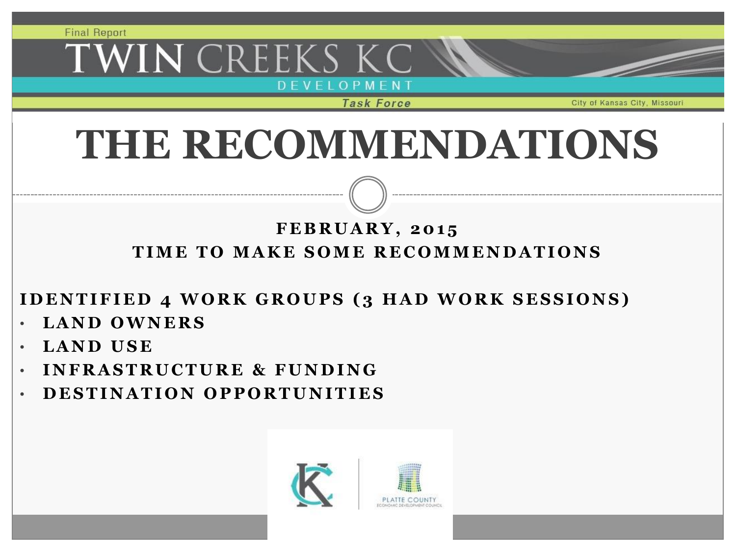# THE RECOMMENDATIONS

**FEBRUARY, 2015**

**TIME TO MAKE SOME RECOMMENDATIONS**

**IDENTIFIED 4 WORK GROUPS (3 HAD WORK SESSIONS)**

- **LAND OWNERS**
- **LAND USE**
- **INFRASTRUCTURE & FUNDING**
- **DESTINATION OPPORTUNITIES**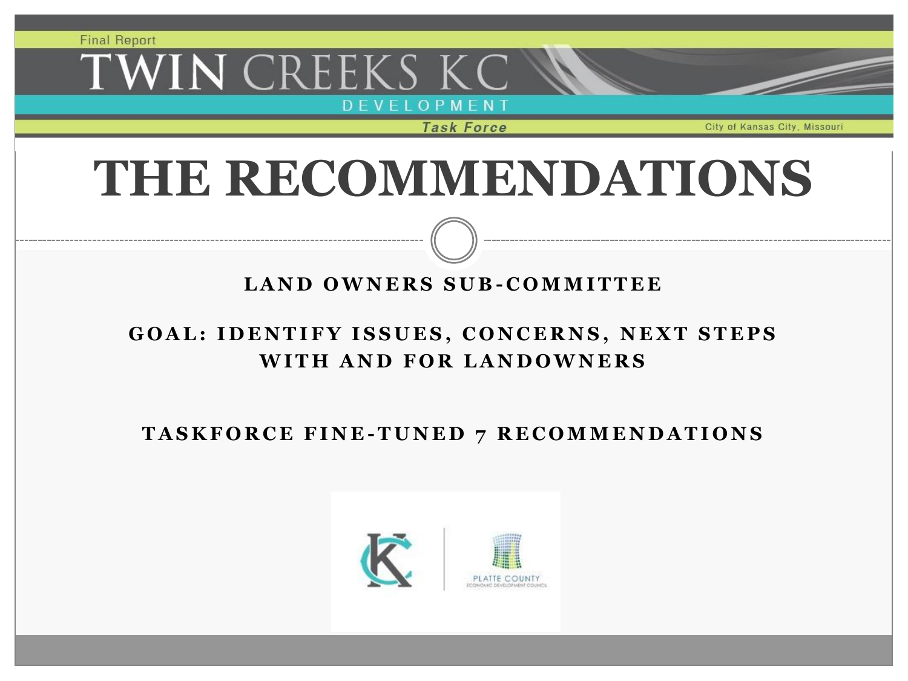# THE RECOMMENDATIONS

**LAND OWNERS SUB-COMMITTEE**

**GOAL: IDENTIFY ISSUES, CONCERNS, NEXT STEPS WITH AND FOR LANDOWNERS**

**TASKFORCE FINE-TUNED 7 RECOMMENDATIONS**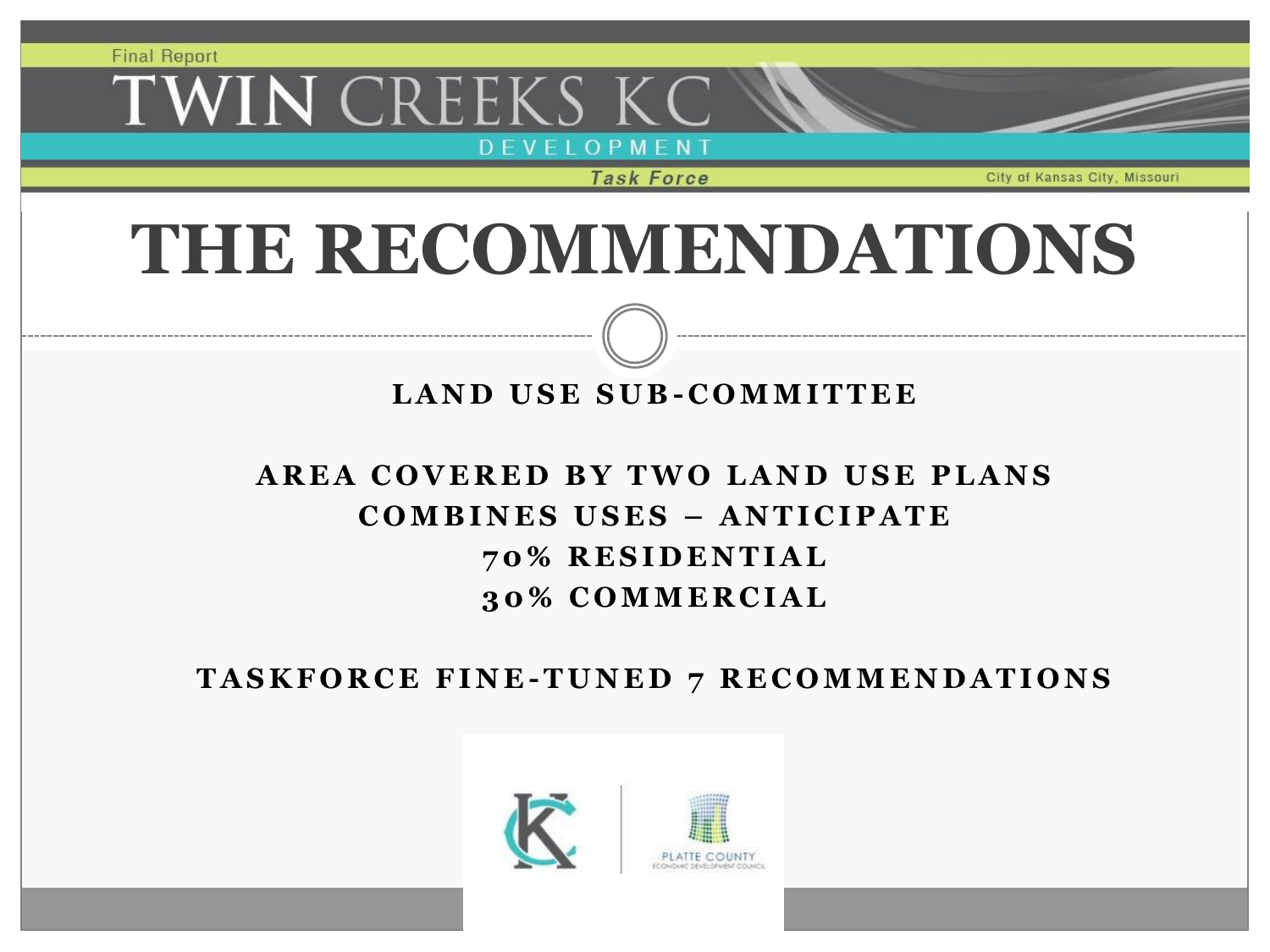# THE RECOMMENDATIONS

**LAND USE SUB-COMMITTEE**

**AREA COVERED BY TWO LAND USE PLANS**
**COMBINES USES – ANTICIPATE**
**70% RESIDENTIAL**
**30% COMMERCIAL**

**TASKFORCE FINE-TUNED 7 RECOMMENDATIONS**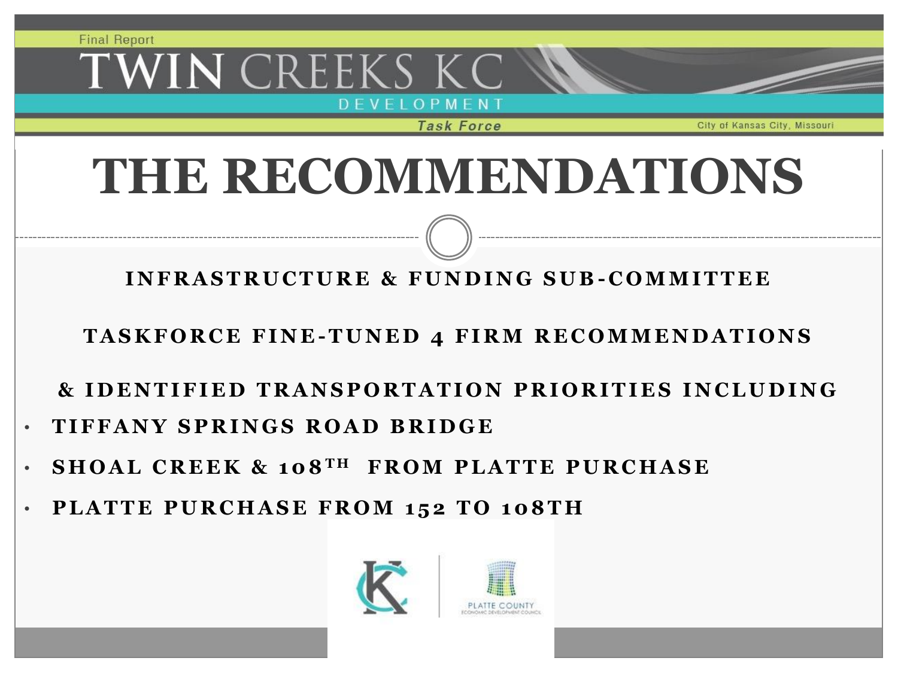# THE RECOMMENDATIONS

**INFRASTRUCTURE & FUNDING SUB-COMMITTEE**

**TASKFORCE FINE-TUNED 4 FIRM RECOMMENDATIONS**

**& IDENTIFIED TRANSPORTATION PRIORITIES INCLUDING**

- **TIFFANY SPRINGS ROAD BRIDGE**
- **SHOAL CREEK & 108TH FROM PLATTE PURCHASE**
- **PLATTE PURCHASE FROM 152 TO 108TH**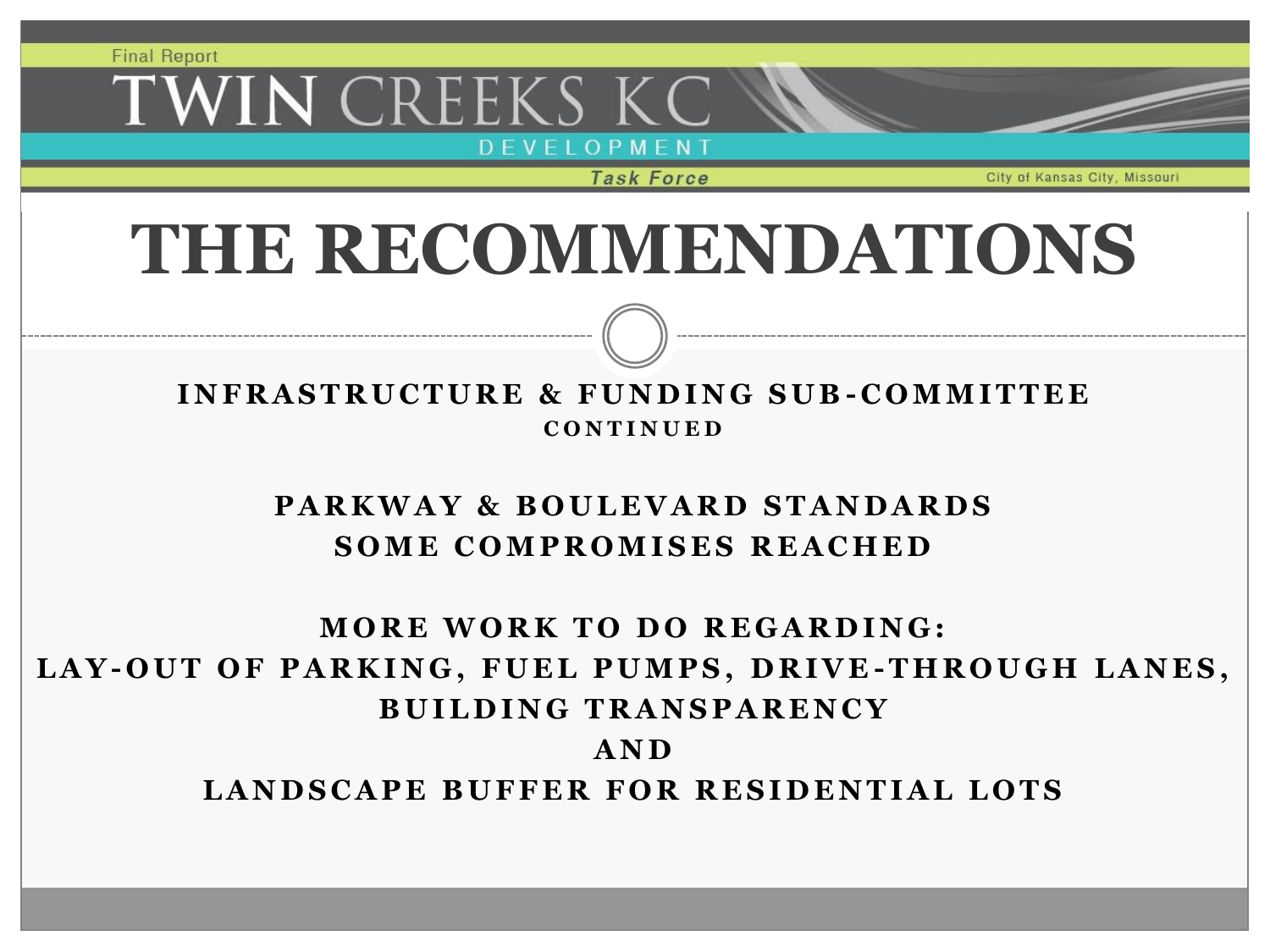# THE RECOMMENDATIONS

**INFRASTRUCTURE & FUNDING SUB-COMMITTEE**
**CONTINUED**

**PARKWAY & BOULEVARD STANDARDS**
**SOME COMPROMISES REACHED**

**MORE WORK TO DO REGARDING:**
**LAY-OUT OF PARKING, FUEL PUMPS, DRIVE-THROUGH LANES,**
**BUILDING TRANSPARENCY**
**AND**
**LANDSCAPE BUFFER FOR RESIDENTIAL LOTS**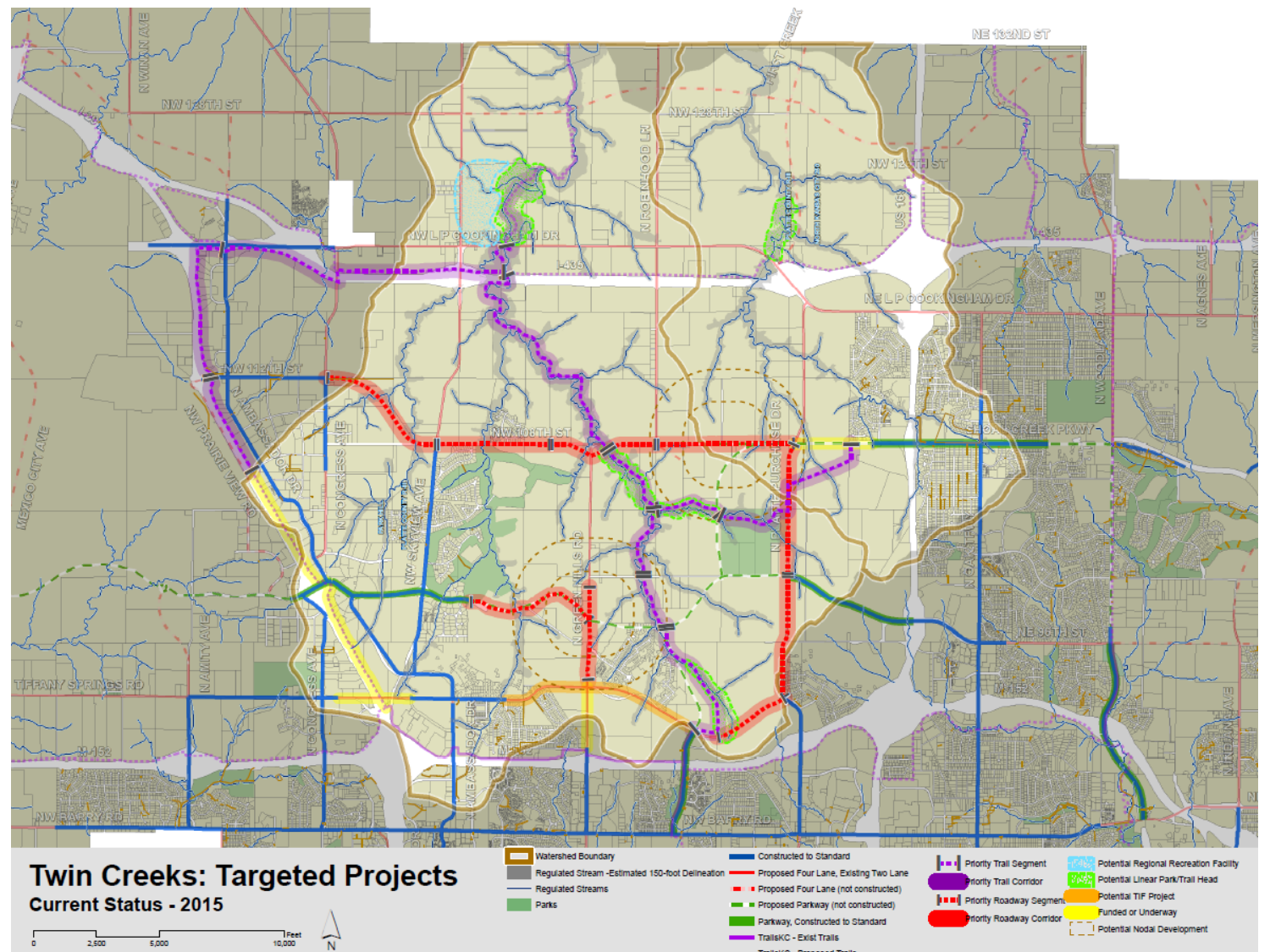# Twin Creeks: Targeted Projects

## Current Status - 2015

| Legend | | |
|---|---|---|
| Watershed Boundary | Constructed to Standard | Priority Trail Segment |
| Regulated Stream -Estimated 150-foot Delineation | Proposed Four Lane, Existing Two Lane | Priority Trail Corridor |
| Regulated Streams | Proposed Four Lane (not constructed) | Priority Roadway Segment |
| Parks | Proposed Parkway (not constructed) | Priority Roadway Corridor |
| | Parkway, Constructed to Standard | Potential Regional Recreation Facility |
| | TrailsKC - Exist Trails | Potential Linear Park/Trail Head |
| | | Potential TIF Project |
| | | Funded or Underway |
| | | Potential Nodal Development |

0 2,500 5,000 10,000 Feet

N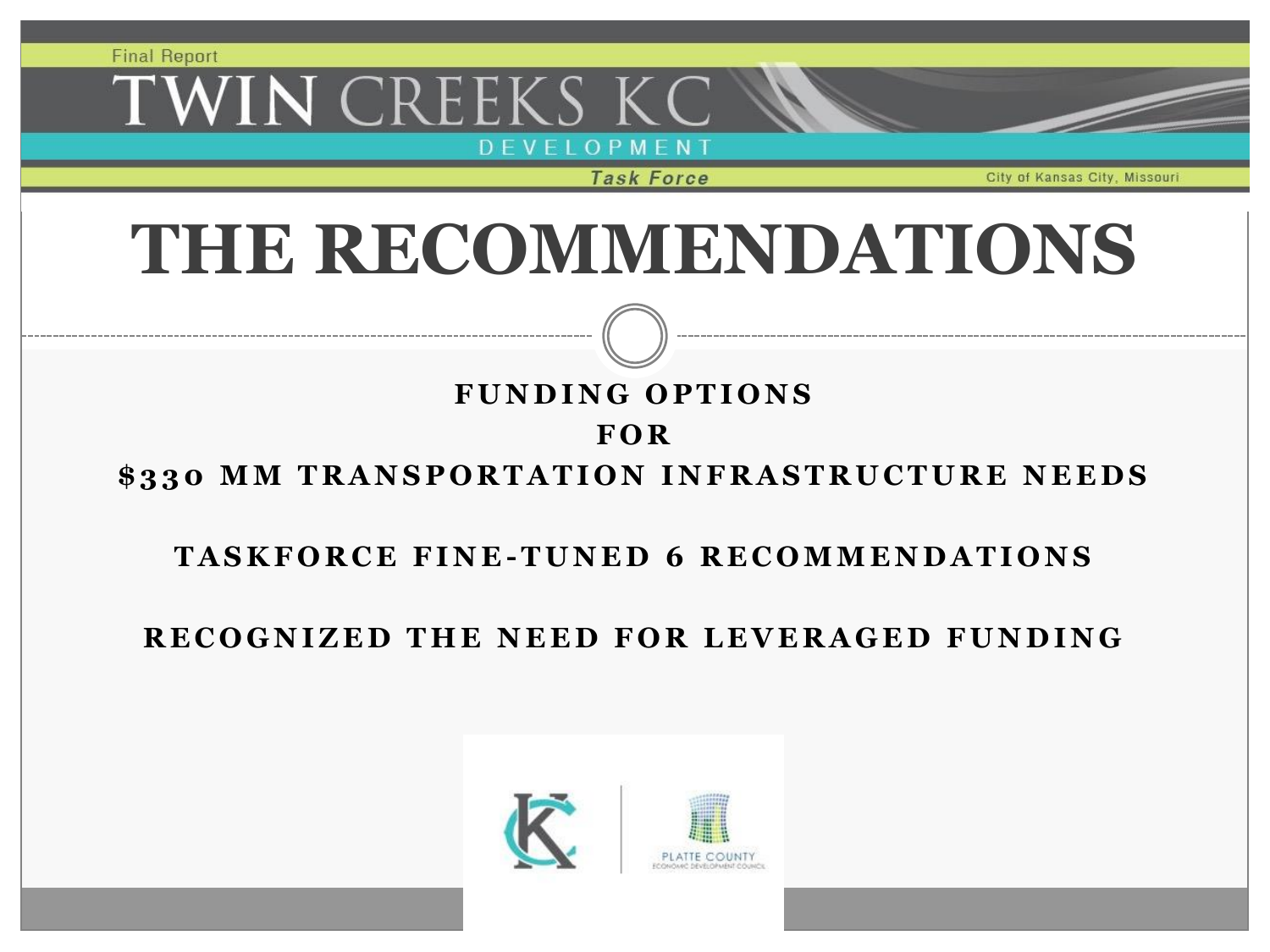# THE RECOMMENDATIONS

**FUNDING OPTIONS**

**FOR**

**$330 MM TRANSPORTATION INFRASTRUCTURE NEEDS**

**TASKFORCE FINE-TUNED 6 RECOMMENDATIONS**

**RECOGNIZED THE NEED FOR LEVERAGED FUNDING**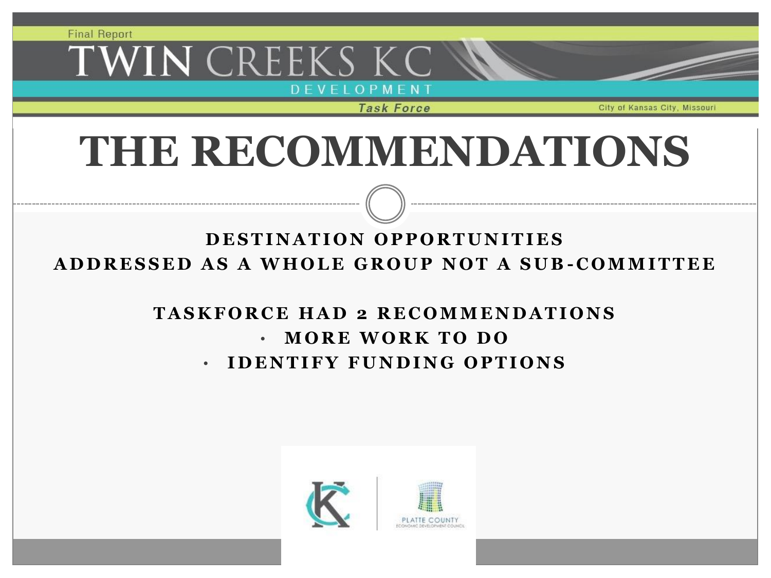# THE RECOMMENDATIONS

**DESTINATION OPPORTUNITIES**

**ADDRESSED AS A WHOLE GROUP NOT A SUB-COMMITTEE**

**TASKFORCE HAD 2 RECOMMENDATIONS**

- **MORE WORK TO DO**
- **IDENTIFY FUNDING OPTIONS**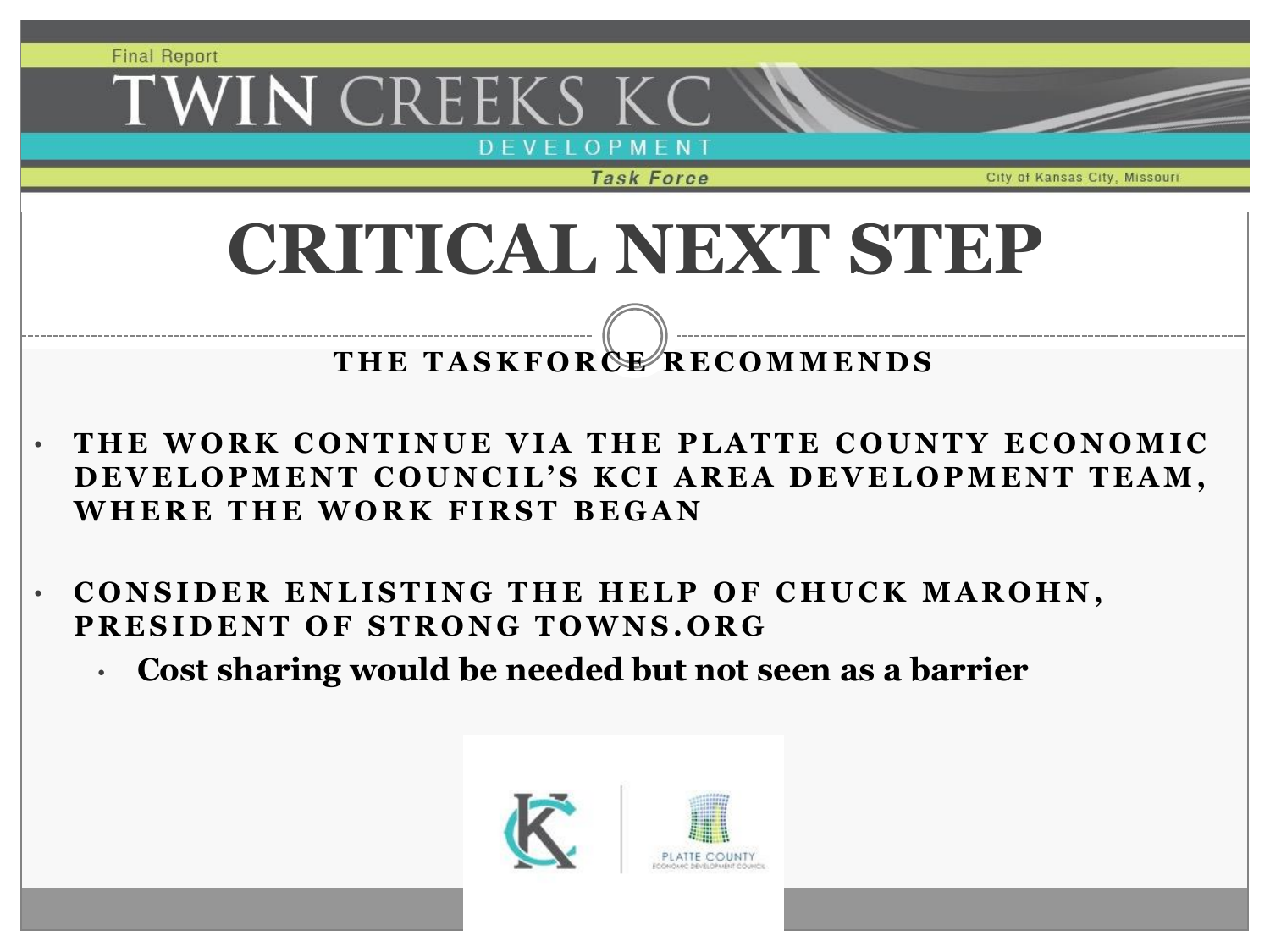# CRITICAL NEXT STEP

## THE TASKFORCE RECOMMENDS

- **THE WORK CONTINUE VIA THE PLATTE COUNTY ECONOMIC DEVELOPMENT COUNCIL'S KCI AREA DEVELOPMENT TEAM, WHERE THE WORK FIRST BEGAN**
- **CONSIDER ENLISTING THE HELP OF CHUCK MAROHN, PRESIDENT OF STRONG TOWNS.ORG**
  - **Cost sharing would be needed but not seen as a barrier**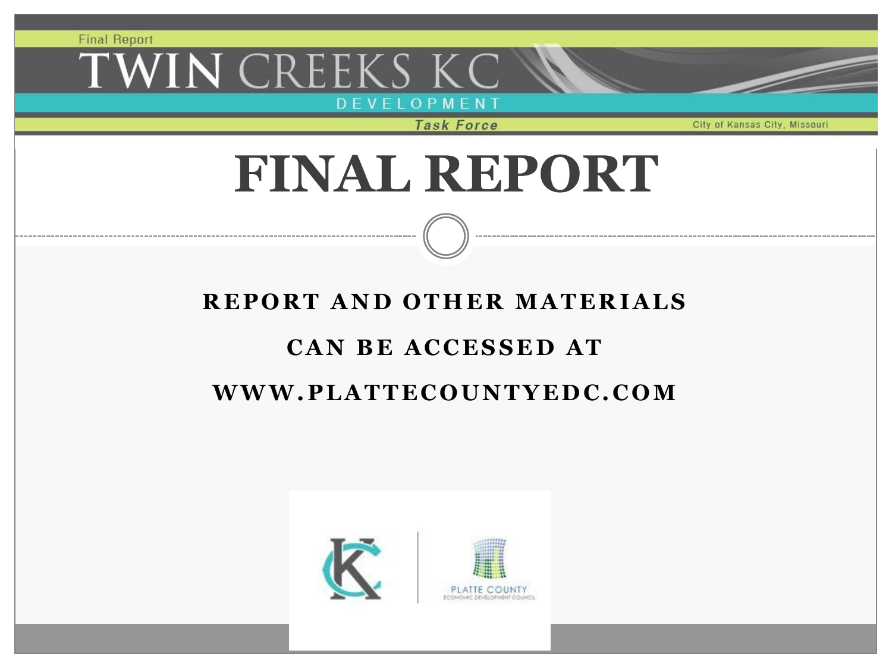# FINAL REPORT

**REPORT AND OTHER MATERIALS**

**CAN BE ACCESSED AT**

**WWW.PLATTECOUNTYEDC.COM**